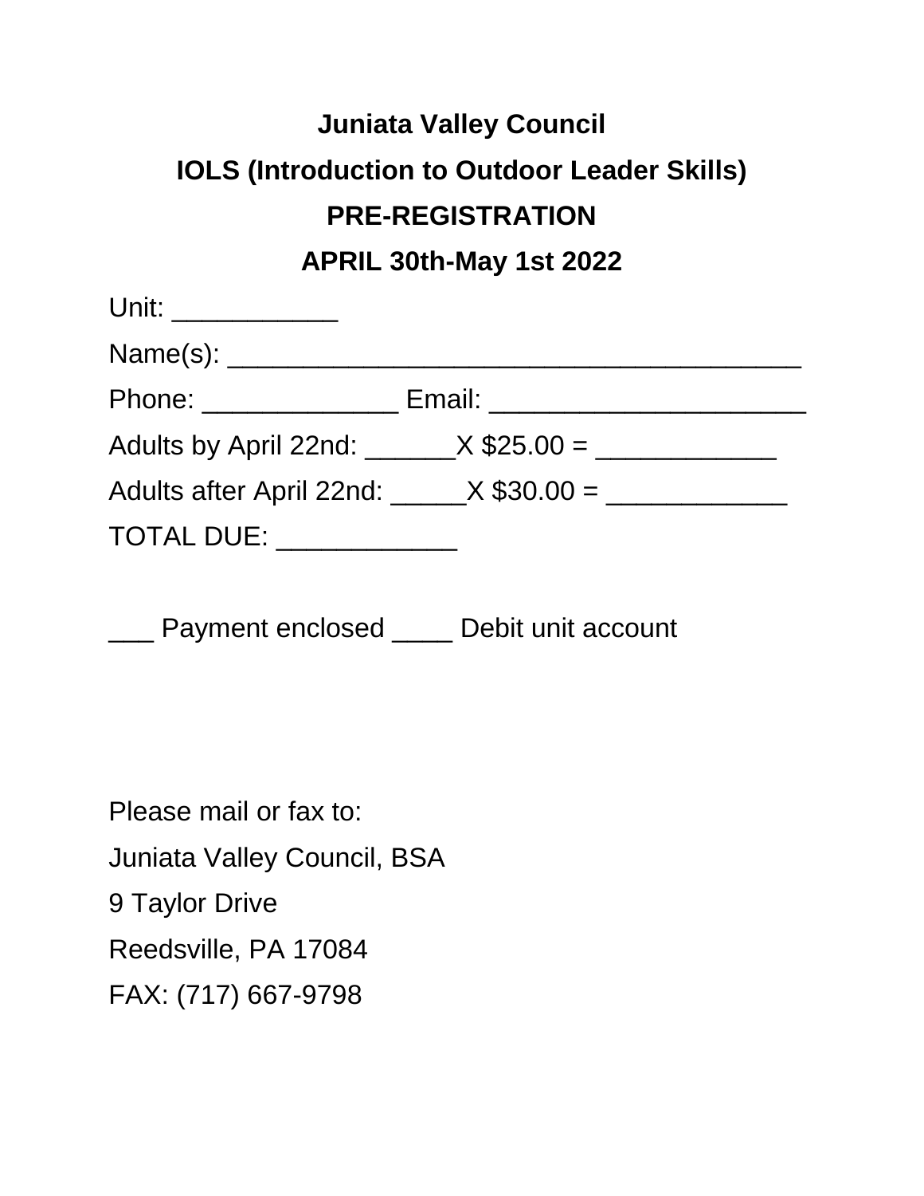# Juniata Valley Council

## IOLS (Introduction to Outdoor Leader Skills)

## PRE-REGISTRATION

## APRIL 30th-May 1st 2022

Unit: ___________

Name(s): ______________________________________

Phone: _____________ Email: _____________________

Adults by April 22nd: ______X $25.00 = ____________

Adults after April 22nd: _____X $30.00 = ____________

TOTAL DUE: ____________

___ Payment enclosed ____ Debit unit account

Please mail or fax to:

Juniata Valley Council, BSA

9 Taylor Drive

Reedsville, PA 17084

FAX: (717) 667-9798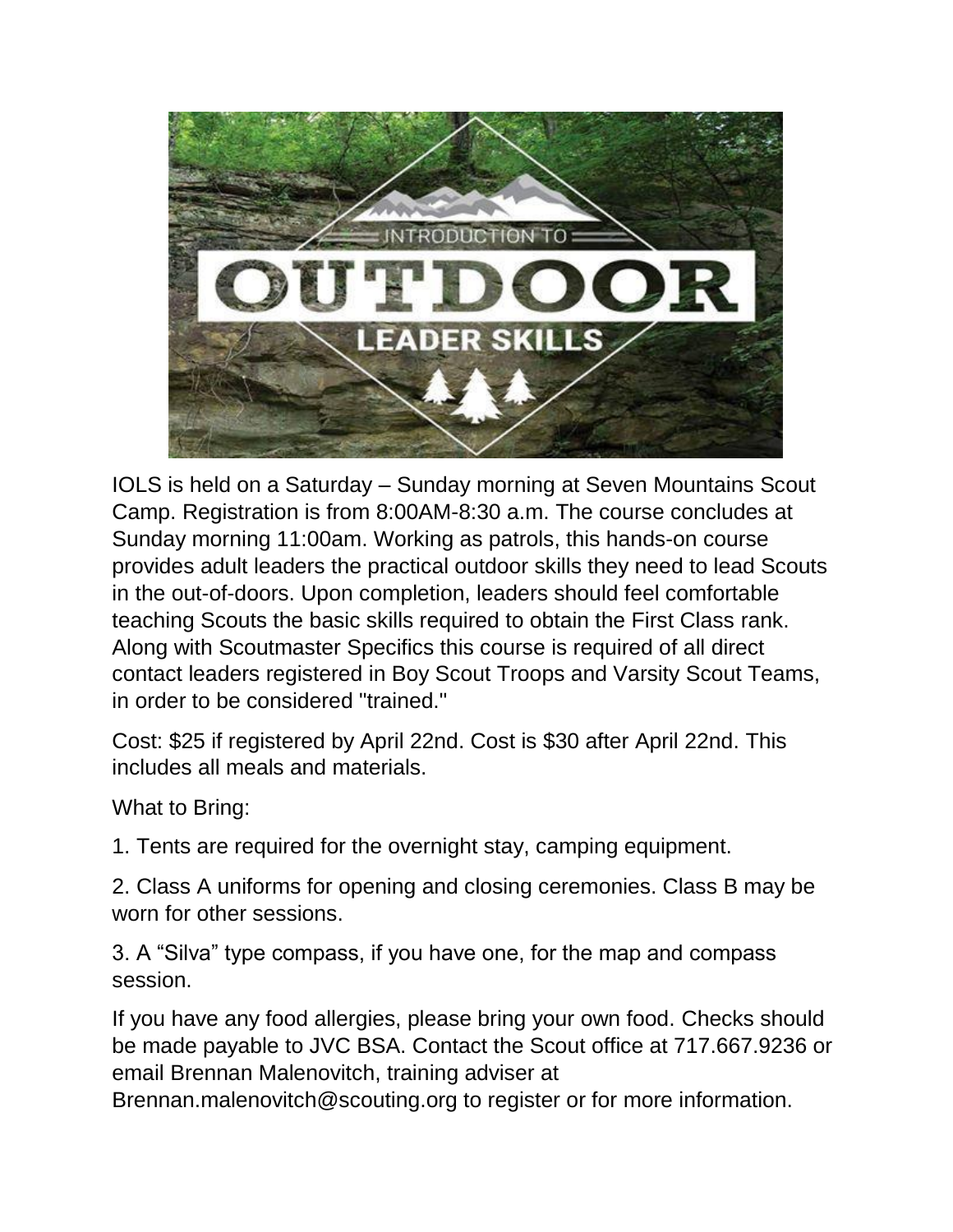IOLS is held on a Saturday – Sunday morning at Seven Mountains Scout Camp. Registration is from 8:00AM-8:30 a.m. The course concludes at Sunday morning 11:00am. Working as patrols, this hands-on course provides adult leaders the practical outdoor skills they need to lead Scouts in the out-of-doors. Upon completion, leaders should feel comfortable teaching Scouts the basic skills required to obtain the First Class rank. Along with Scoutmaster Specifics this course is required of all direct contact leaders registered in Boy Scout Troops and Varsity Scout Teams, in order to be considered "trained."

Cost: $25 if registered by April 22nd. Cost is $30 after April 22nd. This includes all meals and materials.

What to Bring:

1. Tents are required for the overnight stay, camping equipment.

2. Class A uniforms for opening and closing ceremonies. Class B may be worn for other sessions.

3. A “Silva” type compass, if you have one, for the map and compass session.

If you have any food allergies, please bring your own food. Checks should be made payable to JVC BSA. Contact the Scout office at 717.667.9236 or email Brennan Malenovitch, training adviser at Brennan.malenovitch@scouting.org to register or for more information.